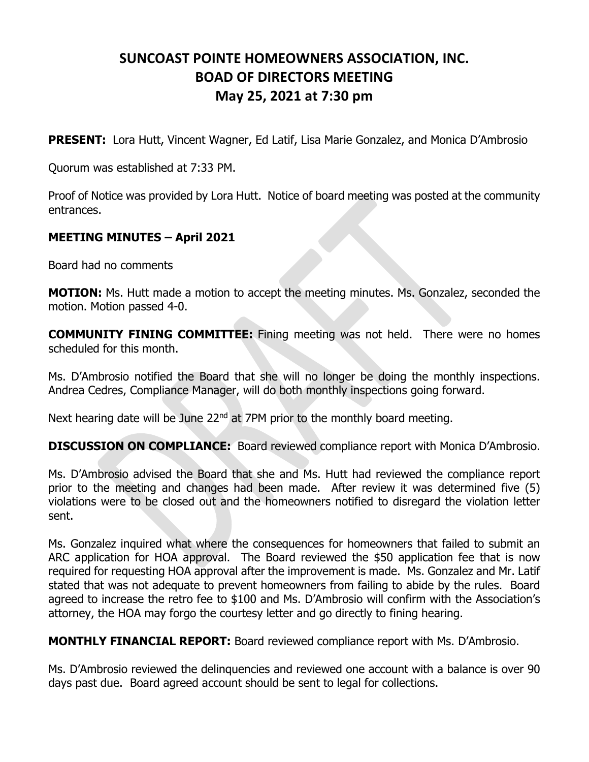# SUNCOAST POINTE HOMEOWNERS ASSOCIATION, INC.
# BOAD OF DIRECTORS MEETING
# May 25, 2021 at 7:30 pm

**PRESENT:** Lora Hutt, Vincent Wagner, Ed Latif, Lisa Marie Gonzalez, and Monica D'Ambrosio

Quorum was established at 7:33 PM.

Proof of Notice was provided by Lora Hutt. Notice of board meeting was posted at the community entrances.

**MEETING MINUTES – April 2021**

Board had no comments

**MOTION:** Ms. Hutt made a motion to accept the meeting minutes. Ms. Gonzalez, seconded the motion. Motion passed 4-0.

**COMMUNITY FINING COMMITTEE:** Fining meeting was not held. There were no homes scheduled for this month.

Ms. D'Ambrosio notified the Board that she will no longer be doing the monthly inspections. Andrea Cedres, Compliance Manager, will do both monthly inspections going forward.

Next hearing date will be June 22nd at 7PM prior to the monthly board meeting.

**DISCUSSION ON COMPLIANCE:** Board reviewed compliance report with Monica D'Ambrosio.

Ms. D'Ambrosio advised the Board that she and Ms. Hutt had reviewed the compliance report prior to the meeting and changes had been made. After review it was determined five (5) violations were to be closed out and the homeowners notified to disregard the violation letter sent.

Ms. Gonzalez inquired what where the consequences for homeowners that failed to submit an ARC application for HOA approval. The Board reviewed the $50 application fee that is now required for requesting HOA approval after the improvement is made. Ms. Gonzalez and Mr. Latif stated that was not adequate to prevent homeowners from failing to abide by the rules. Board agreed to increase the retro fee to $100 and Ms. D'Ambrosio will confirm with the Association's attorney, the HOA may forgo the courtesy letter and go directly to fining hearing.

**MONTHLY FINANCIAL REPORT:** Board reviewed compliance report with Ms. D'Ambrosio.

Ms. D'Ambrosio reviewed the delinquencies and reviewed one account with a balance is over 90 days past due. Board agreed account should be sent to legal for collections.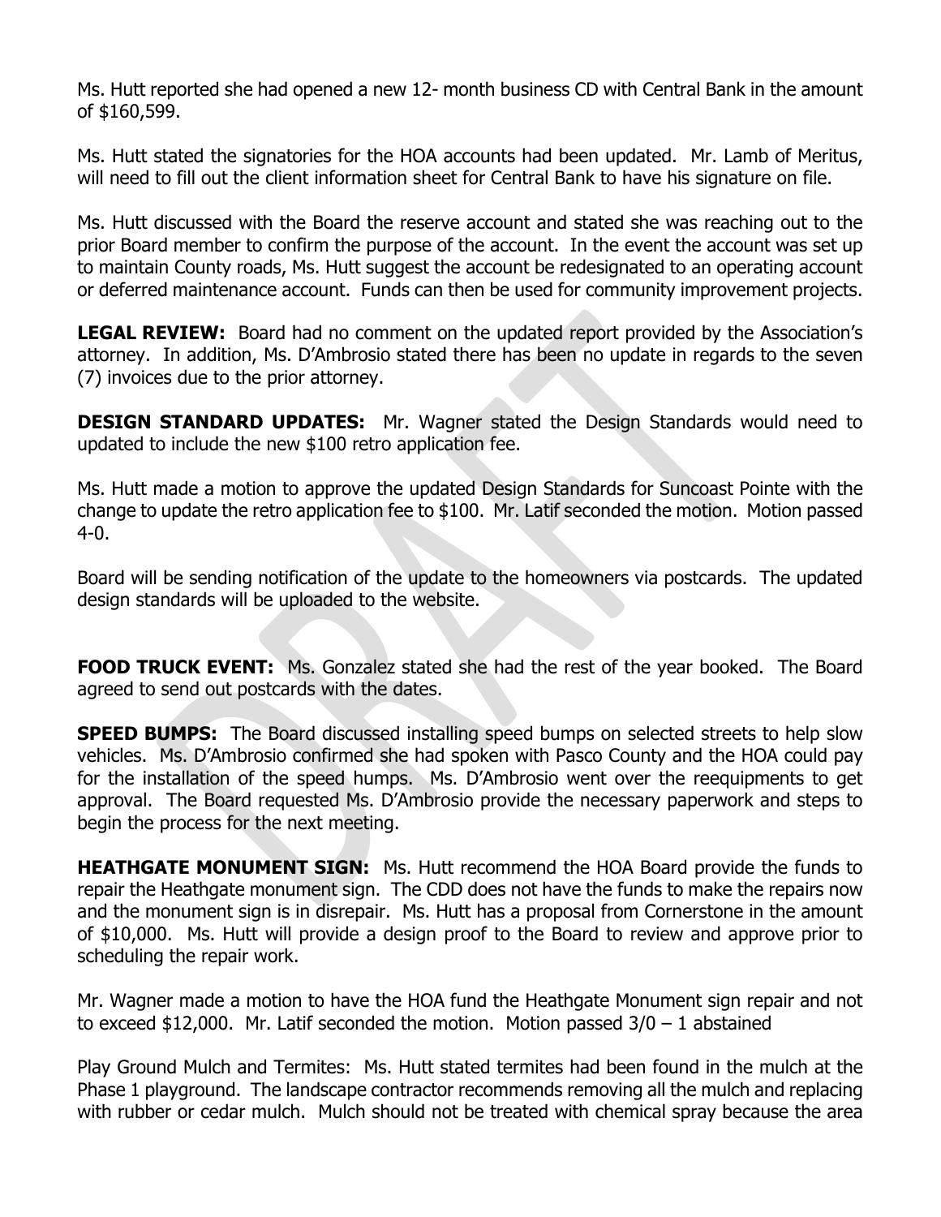Ms. Hutt reported she had opened a new 12- month business CD with Central Bank in the amount of $160,599.

Ms. Hutt stated the signatories for the HOA accounts had been updated. Mr. Lamb of Meritus, will need to fill out the client information sheet for Central Bank to have his signature on file.

Ms. Hutt discussed with the Board the reserve account and stated she was reaching out to the prior Board member to confirm the purpose of the account. In the event the account was set up to maintain County roads, Ms. Hutt suggest the account be redesignated to an operating account or deferred maintenance account. Funds can then be used for community improvement projects.

**LEGAL REVIEW:** Board had no comment on the updated report provided by the Association's attorney. In addition, Ms. D'Ambrosio stated there has been no update in regards to the seven (7) invoices due to the prior attorney.

**DESIGN STANDARD UPDATES:** Mr. Wagner stated the Design Standards would need to updated to include the new $100 retro application fee.

Ms. Hutt made a motion to approve the updated Design Standards for Suncoast Pointe with the change to update the retro application fee to $100. Mr. Latif seconded the motion. Motion passed 4-0.

Board will be sending notification of the update to the homeowners via postcards. The updated design standards will be uploaded to the website.

**FOOD TRUCK EVENT:** Ms. Gonzalez stated she had the rest of the year booked. The Board agreed to send out postcards with the dates.

**SPEED BUMPS:** The Board discussed installing speed bumps on selected streets to help slow vehicles. Ms. D'Ambrosio confirmed she had spoken with Pasco County and the HOA could pay for the installation of the speed humps. Ms. D'Ambrosio went over the reequipments to get approval. The Board requested Ms. D'Ambrosio provide the necessary paperwork and steps to begin the process for the next meeting.

**HEATHGATE MONUMENT SIGN:** Ms. Hutt recommend the HOA Board provide the funds to repair the Heathgate monument sign. The CDD does not have the funds to make the repairs now and the monument sign is in disrepair. Ms. Hutt has a proposal from Cornerstone in the amount of $10,000. Ms. Hutt will provide a design proof to the Board to review and approve prior to scheduling the repair work.

Mr. Wagner made a motion to have the HOA fund the Heathgate Monument sign repair and not to exceed $12,000. Mr. Latif seconded the motion. Motion passed 3/0 – 1 abstained

Play Ground Mulch and Termites: Ms. Hutt stated termites had been found in the mulch at the Phase 1 playground. The landscape contractor recommends removing all the mulch and replacing with rubber or cedar mulch. Mulch should not be treated with chemical spray because the area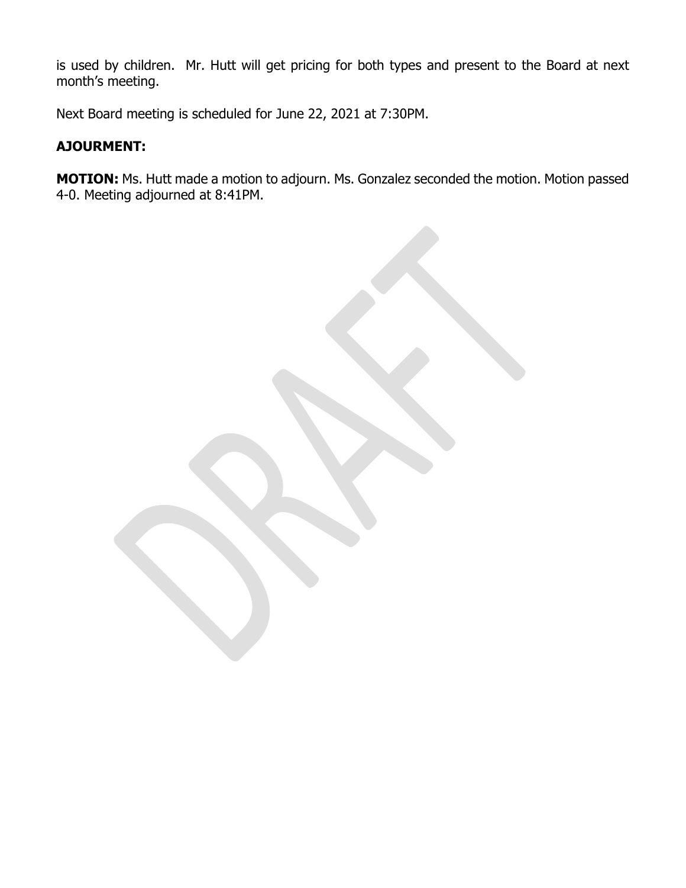is used by children. Mr. Hutt will get pricing for both types and present to the Board at next month's meeting.

Next Board meeting is scheduled for June 22, 2021 at 7:30PM.

**AJOURMENT:**

**MOTION:** Ms. Hutt made a motion to adjourn. Ms. Gonzalez seconded the motion. Motion passed 4-0. Meeting adjourned at 8:41PM.